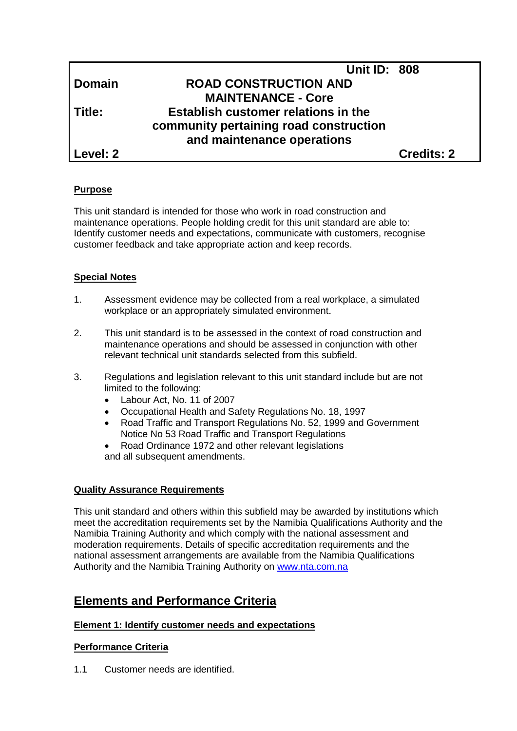| | Unit ID: 808 |
|---|---|
| **Domain** | **ROAD CONSTRUCTION AND MAINTENANCE - Core** |
| **Title:** | **Establish customer relations in the community pertaining road construction and maintenance operations** |
| **Level: 2** | **Credits: 2** |

**Purpose**

This unit standard is intended for those who work in road construction and maintenance operations. People holding credit for this unit standard are able to: Identify customer needs and expectations, communicate with customers, recognise customer feedback and take appropriate action and keep records.

**Special Notes**

1. Assessment evidence may be collected from a real workplace, a simulated workplace or an appropriately simulated environment.

2. This unit standard is to be assessed in the context of road construction and maintenance operations and should be assessed in conjunction with other relevant technical unit standards selected from this subfield.

3. Regulations and legislation relevant to this unit standard include but are not limited to the following:
   - Labour Act, No. 11 of 2007
   - Occupational Health and Safety Regulations No. 18, 1997
   - Road Traffic and Transport Regulations No. 52, 1999 and Government Notice No 53 Road Traffic and Transport Regulations
   - Road Ordinance 1972 and other relevant legislations

   and all subsequent amendments.

**Quality Assurance Requirements**

This unit standard and others within this subfield may be awarded by institutions which meet the accreditation requirements set by the Namibia Qualifications Authority and the Namibia Training Authority and which comply with the national assessment and moderation requirements. Details of specific accreditation requirements and the national assessment arrangements are available from the Namibia Qualifications Authority and the Namibia Training Authority on www.nta.com.na

## Elements and Performance Criteria

**Element 1: Identify customer needs and expectations**

**Performance Criteria**

1.1 Customer needs are identified.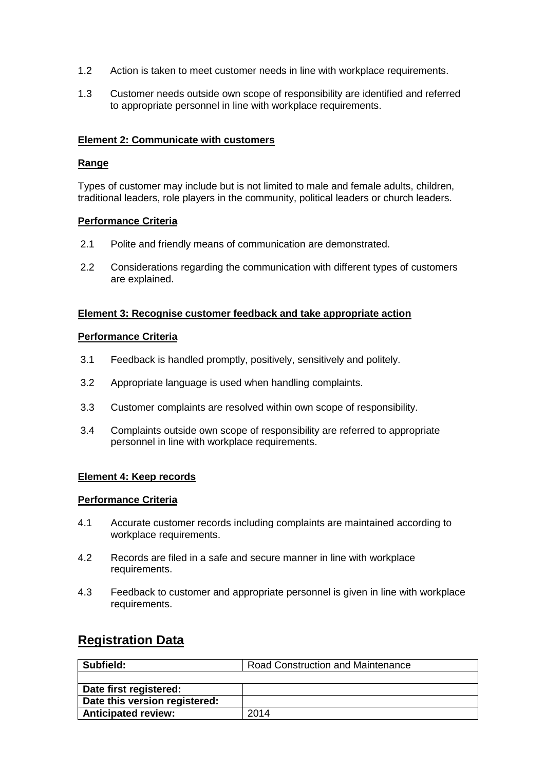1.2 Action is taken to meet customer needs in line with workplace requirements.

1.3 Customer needs outside own scope of responsibility are identified and referred to appropriate personnel in line with workplace requirements.

**Element 2: Communicate with customers**

**Range**

Types of customer may include but is not limited to male and female adults, children, traditional leaders, role players in the community, political leaders or church leaders.

**Performance Criteria**

2.1 Polite and friendly means of communication are demonstrated.

2.2 Considerations regarding the communication with different types of customers are explained.

**Element 3: Recognise customer feedback and take appropriate action**

**Performance Criteria**

3.1 Feedback is handled promptly, positively, sensitively and politely.

3.2 Appropriate language is used when handling complaints.

3.3 Customer complaints are resolved within own scope of responsibility.

3.4 Complaints outside own scope of responsibility are referred to appropriate personnel in line with workplace requirements.

**Element 4: Keep records**

**Performance Criteria**

4.1 Accurate customer records including complaints are maintained according to workplace requirements.

4.2 Records are filed in a safe and secure manner in line with workplace requirements.

4.3 Feedback to customer and appropriate personnel is given in line with workplace requirements.

## Registration Data

| **Subfield:** | Road Construction and Maintenance |
|---|---|
| | |
| **Date first registered:** | |
| **Date this version registered:** | |
| **Anticipated review:** | 2014 |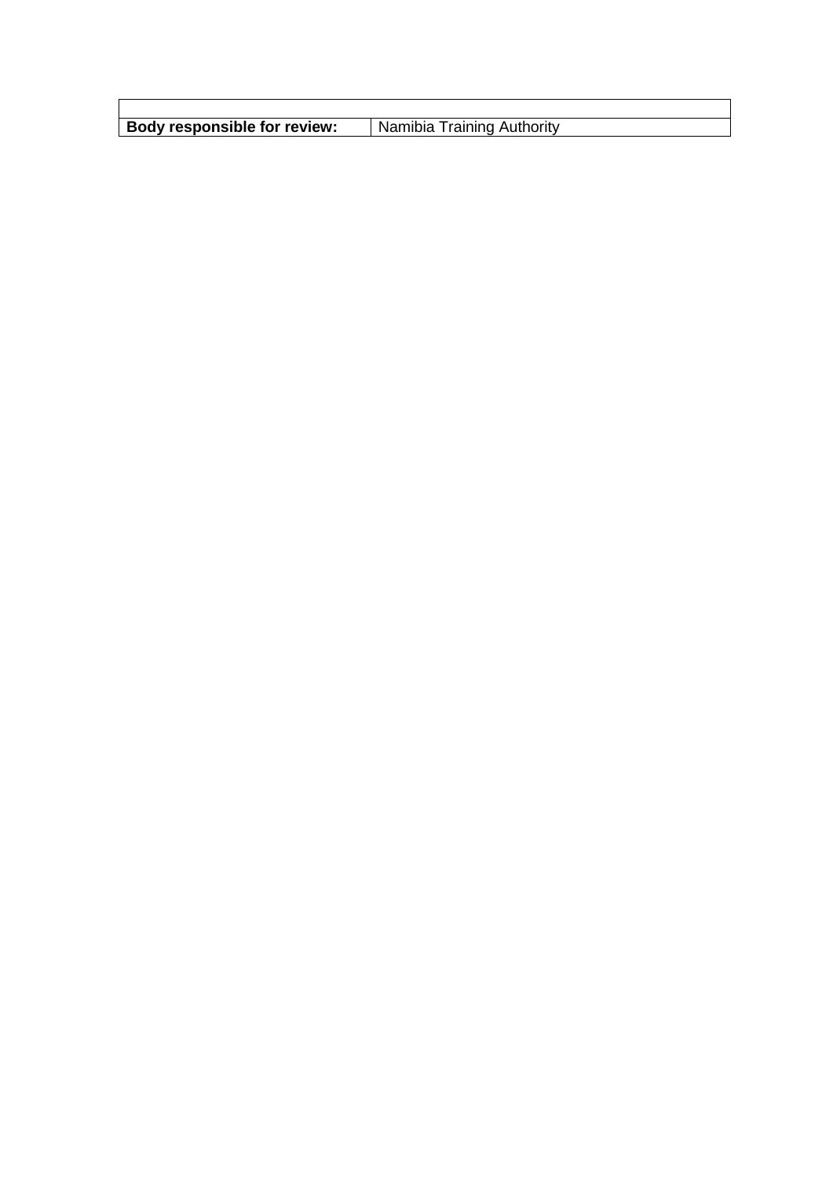| | |
|---|---|
| | |
| **Body responsible for review:** | Namibia Training Authority |